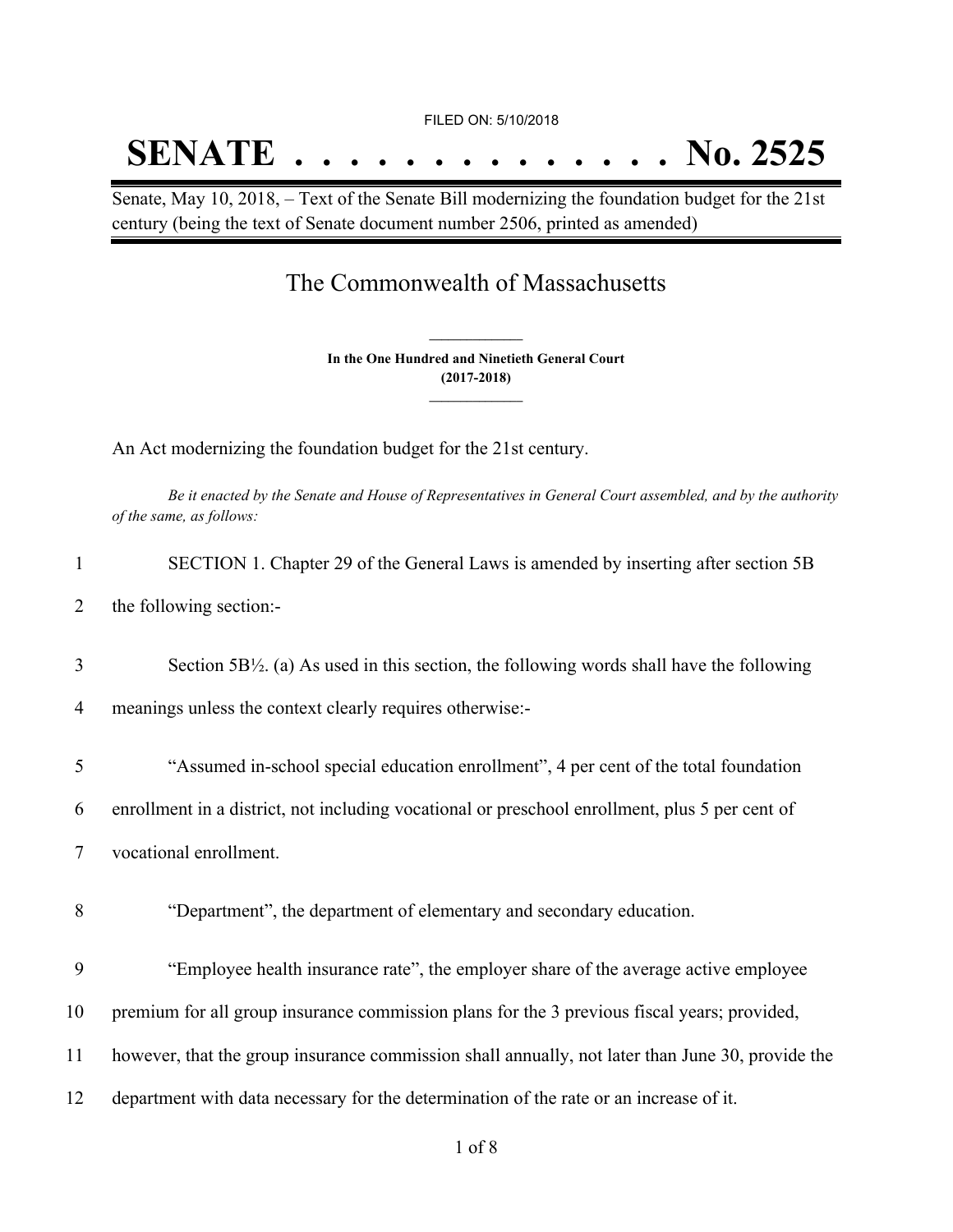FILED ON: 5/10/2018

# SENATE . . . . . . . . . . . . . . No. 2525

Senate, May 10, 2018, – Text of the Senate Bill modernizing the foundation budget for the 21st century (being the text of Senate document number 2506, printed as amended)

## The Commonwealth of Massachusetts

**In the One Hundred and Ninetieth General Court**
**(2017-2018)**

An Act modernizing the foundation budget for the 21st century.

*Be it enacted by the Senate and House of Representatives in General Court assembled, and by the authority of the same, as follows:*

1 SECTION 1. Chapter 29 of the General Laws is amended by inserting after section 5B

2 the following section:-

3 Section 5B½. (a) As used in this section, the following words shall have the following

4 meanings unless the context clearly requires otherwise:-

5 "Assumed in-school special education enrollment", 4 per cent of the total foundation

6 enrollment in a district, not including vocational or preschool enrollment, plus 5 per cent of

7 vocational enrollment.

8 "Department", the department of elementary and secondary education.

9 "Employee health insurance rate", the employer share of the average active employee

10 premium for all group insurance commission plans for the 3 previous fiscal years; provided,

11 however, that the group insurance commission shall annually, not later than June 30, provide the

12 department with data necessary for the determination of the rate or an increase of it.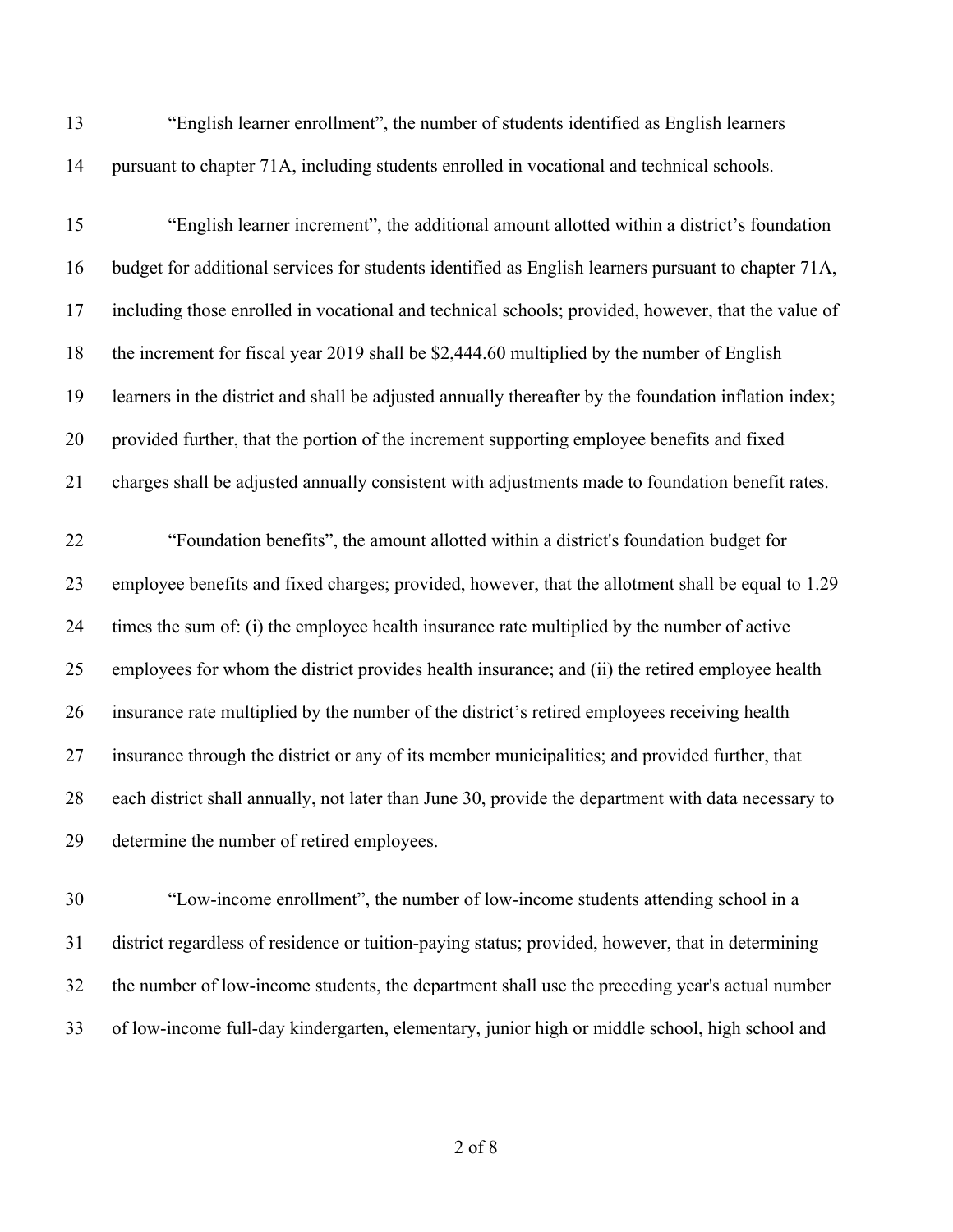"English learner enrollment", the number of students identified as English learners pursuant to chapter 71A, including students enrolled in vocational and technical schools.

"English learner increment", the additional amount allotted within a district's foundation budget for additional services for students identified as English learners pursuant to chapter 71A, including those enrolled in vocational and technical schools; provided, however, that the value of the increment for fiscal year 2019 shall be $2,444.60 multiplied by the number of English learners in the district and shall be adjusted annually thereafter by the foundation inflation index; provided further, that the portion of the increment supporting employee benefits and fixed charges shall be adjusted annually consistent with adjustments made to foundation benefit rates.

"Foundation benefits", the amount allotted within a district's foundation budget for employee benefits and fixed charges; provided, however, that the allotment shall be equal to 1.29 times the sum of: (i) the employee health insurance rate multiplied by the number of active employees for whom the district provides health insurance; and (ii) the retired employee health insurance rate multiplied by the number of the district's retired employees receiving health insurance through the district or any of its member municipalities; and provided further, that each district shall annually, not later than June 30, provide the department with data necessary to determine the number of retired employees.

"Low-income enrollment", the number of low-income students attending school in a district regardless of residence or tuition-paying status; provided, however, that in determining the number of low-income students, the department shall use the preceding year's actual number of low-income full-day kindergarten, elementary, junior high or middle school, high school and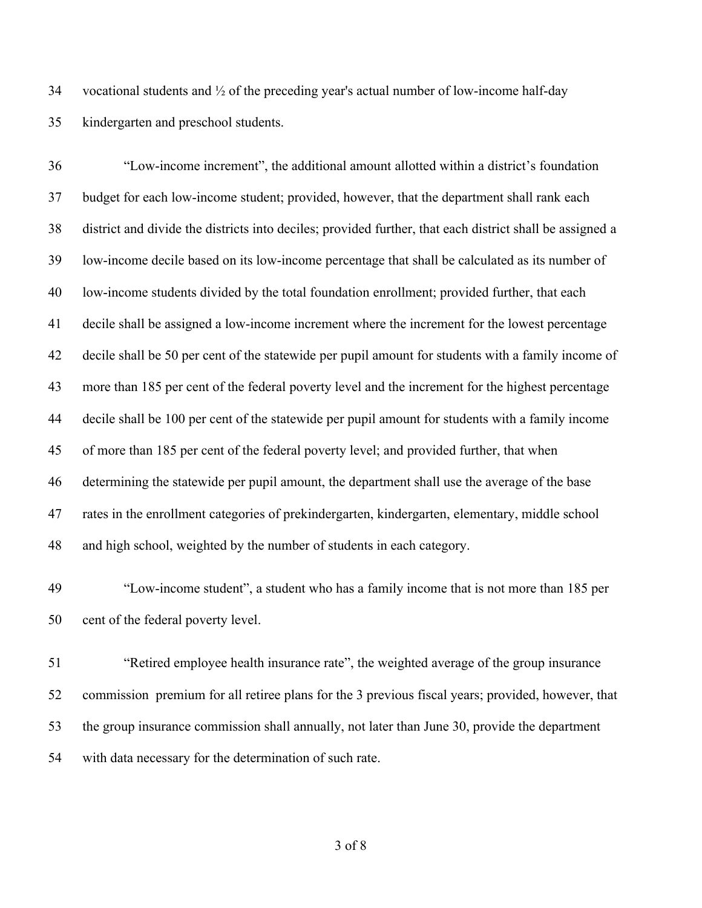vocational students and ½ of the preceding year's actual number of low-income half-day kindergarten and preschool students.

"Low-income increment", the additional amount allotted within a district's foundation budget for each low-income student; provided, however, that the department shall rank each district and divide the districts into deciles; provided further, that each district shall be assigned a low-income decile based on its low-income percentage that shall be calculated as its number of low-income students divided by the total foundation enrollment; provided further, that each decile shall be assigned a low-income increment where the increment for the lowest percentage decile shall be 50 per cent of the statewide per pupil amount for students with a family income of more than 185 per cent of the federal poverty level and the increment for the highest percentage decile shall be 100 per cent of the statewide per pupil amount for students with a family income of more than 185 per cent of the federal poverty level; and provided further, that when determining the statewide per pupil amount, the department shall use the average of the base rates in the enrollment categories of prekindergarten, kindergarten, elementary, middle school and high school, weighted by the number of students in each category.

"Low-income student", a student who has a family income that is not more than 185 per cent of the federal poverty level.

"Retired employee health insurance rate", the weighted average of the group insurance commission premium for all retiree plans for the 3 previous fiscal years; provided, however, that the group insurance commission shall annually, not later than June 30, provide the department with data necessary for the determination of such rate.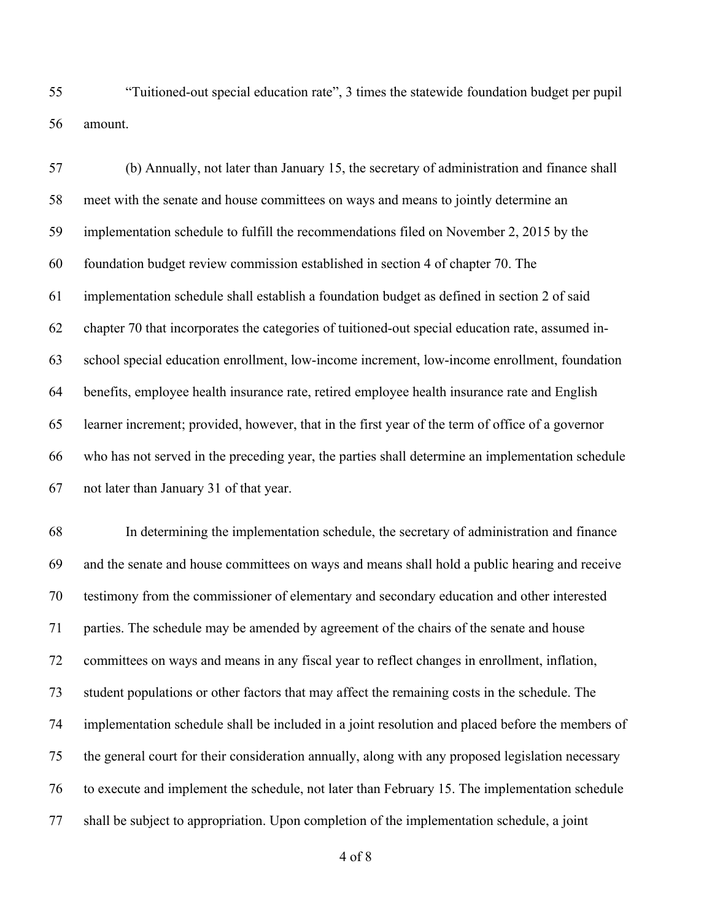"Tuitioned-out special education rate", 3 times the statewide foundation budget per pupil amount.

(b) Annually, not later than January 15, the secretary of administration and finance shall meet with the senate and house committees on ways and means to jointly determine an implementation schedule to fulfill the recommendations filed on November 2, 2015 by the foundation budget review commission established in section 4 of chapter 70. The implementation schedule shall establish a foundation budget as defined in section 2 of said chapter 70 that incorporates the categories of tuitioned-out special education rate, assumed in-school special education enrollment, low-income increment, low-income enrollment, foundation benefits, employee health insurance rate, retired employee health insurance rate and English learner increment; provided, however, that in the first year of the term of office of a governor who has not served in the preceding year, the parties shall determine an implementation schedule not later than January 31 of that year.

In determining the implementation schedule, the secretary of administration and finance and the senate and house committees on ways and means shall hold a public hearing and receive testimony from the commissioner of elementary and secondary education and other interested parties. The schedule may be amended by agreement of the chairs of the senate and house committees on ways and means in any fiscal year to reflect changes in enrollment, inflation, student populations or other factors that may affect the remaining costs in the schedule. The implementation schedule shall be included in a joint resolution and placed before the members of the general court for their consideration annually, along with any proposed legislation necessary to execute and implement the schedule, not later than February 15. The implementation schedule shall be subject to appropriation. Upon completion of the implementation schedule, a joint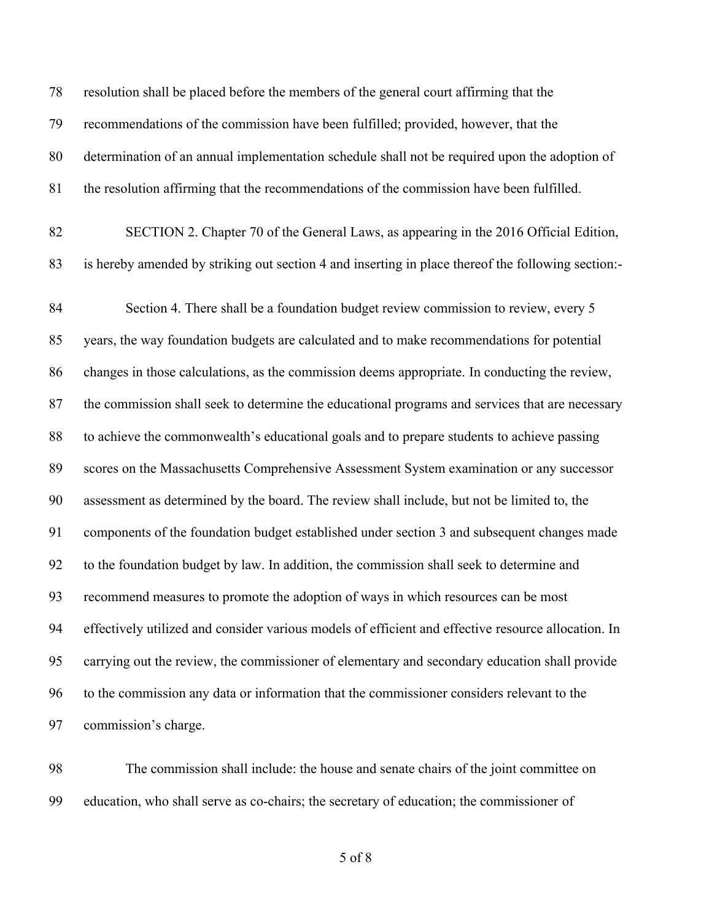resolution shall be placed before the members of the general court affirming that the recommendations of the commission have been fulfilled; provided, however, that the determination of an annual implementation schedule shall not be required upon the adoption of the resolution affirming that the recommendations of the commission have been fulfilled.

SECTION 2. Chapter 70 of the General Laws, as appearing in the 2016 Official Edition, is hereby amended by striking out section 4 and inserting in place thereof the following section:-

Section 4. There shall be a foundation budget review commission to review, every 5 years, the way foundation budgets are calculated and to make recommendations for potential changes in those calculations, as the commission deems appropriate. In conducting the review, the commission shall seek to determine the educational programs and services that are necessary to achieve the commonwealth's educational goals and to prepare students to achieve passing scores on the Massachusetts Comprehensive Assessment System examination or any successor assessment as determined by the board. The review shall include, but not be limited to, the components of the foundation budget established under section 3 and subsequent changes made to the foundation budget by law. In addition, the commission shall seek to determine and recommend measures to promote the adoption of ways in which resources can be most effectively utilized and consider various models of efficient and effective resource allocation. In carrying out the review, the commissioner of elementary and secondary education shall provide to the commission any data or information that the commissioner considers relevant to the commission's charge.

The commission shall include: the house and senate chairs of the joint committee on education, who shall serve as co-chairs; the secretary of education; the commissioner of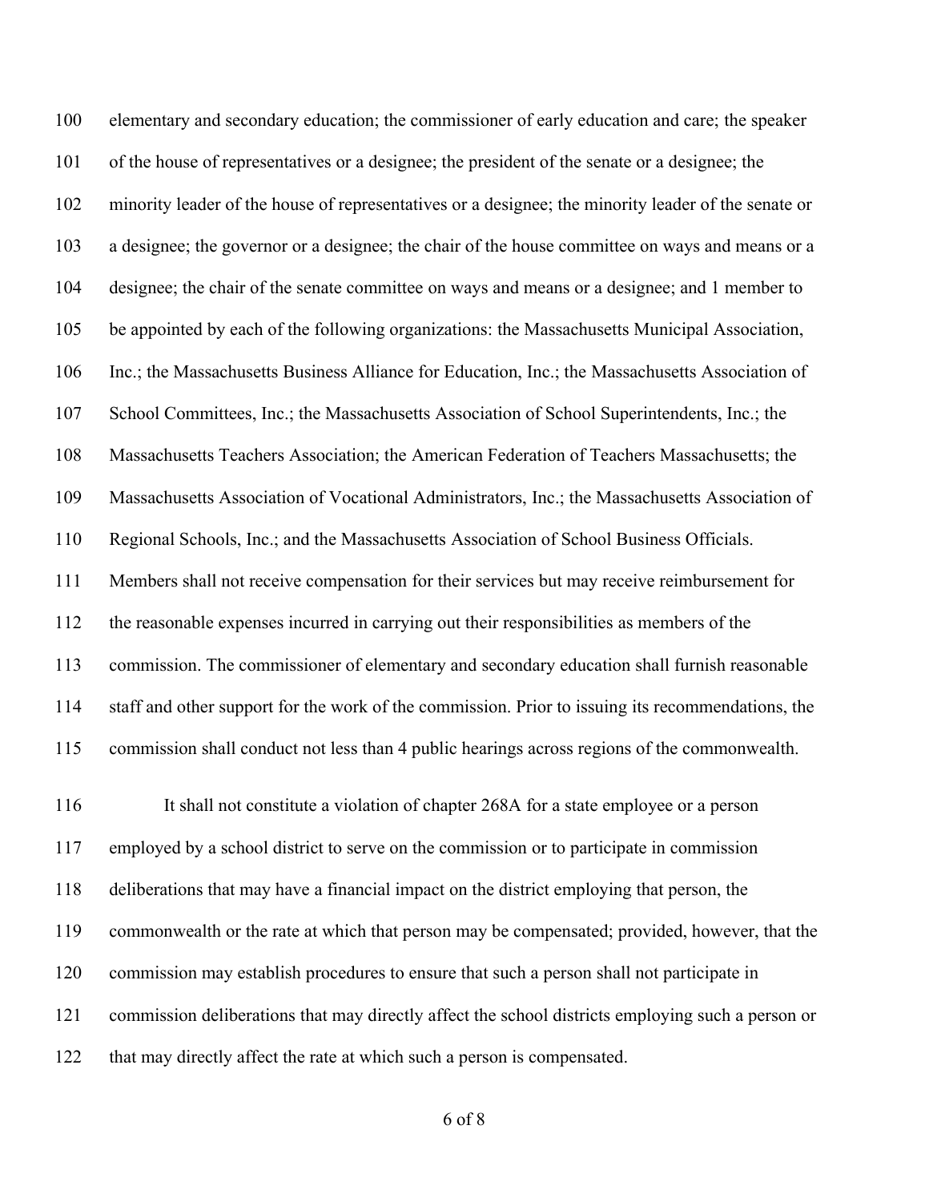elementary and secondary education; the commissioner of early education and care; the speaker of the house of representatives or a designee; the president of the senate or a designee; the minority leader of the house of representatives or a designee; the minority leader of the senate or a designee; the governor or a designee; the chair of the house committee on ways and means or a designee; the chair of the senate committee on ways and means or a designee; and 1 member to be appointed by each of the following organizations: the Massachusetts Municipal Association, Inc.; the Massachusetts Business Alliance for Education, Inc.; the Massachusetts Association of School Committees, Inc.; the Massachusetts Association of School Superintendents, Inc.; the Massachusetts Teachers Association; the American Federation of Teachers Massachusetts; the Massachusetts Association of Vocational Administrators, Inc.; the Massachusetts Association of Regional Schools, Inc.; and the Massachusetts Association of School Business Officials. Members shall not receive compensation for their services but may receive reimbursement for the reasonable expenses incurred in carrying out their responsibilities as members of the commission. The commissioner of elementary and secondary education shall furnish reasonable staff and other support for the work of the commission. Prior to issuing its recommendations, the commission shall conduct not less than 4 public hearings across regions of the commonwealth.

It shall not constitute a violation of chapter 268A for a state employee or a person employed by a school district to serve on the commission or to participate in commission deliberations that may have a financial impact on the district employing that person, the commonwealth or the rate at which that person may be compensated; provided, however, that the commission may establish procedures to ensure that such a person shall not participate in commission deliberations that may directly affect the school districts employing such a person or that may directly affect the rate at which such a person is compensated.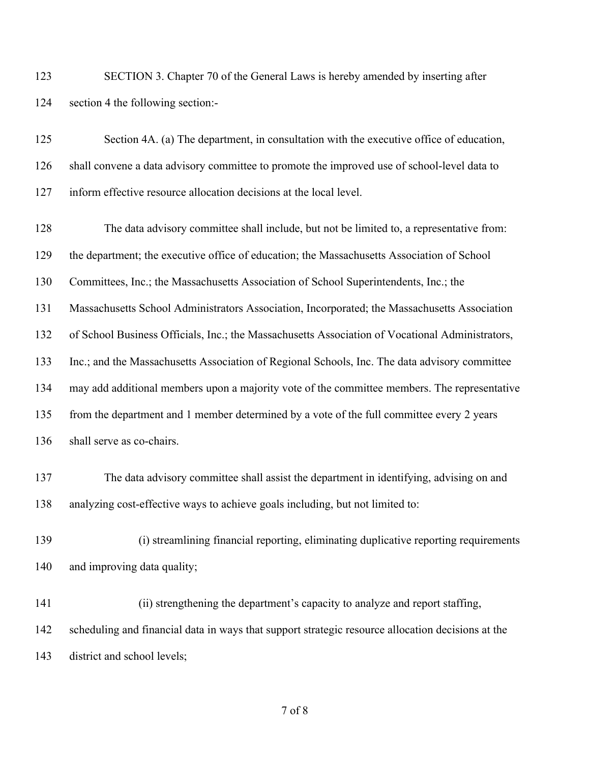SECTION 3. Chapter 70 of the General Laws is hereby amended by inserting after section 4 the following section:-

Section 4A. (a) The department, in consultation with the executive office of education, shall convene a data advisory committee to promote the improved use of school-level data to inform effective resource allocation decisions at the local level.

The data advisory committee shall include, but not be limited to, a representative from: the department; the executive office of education; the Massachusetts Association of School Committees, Inc.; the Massachusetts Association of School Superintendents, Inc.; the Massachusetts School Administrators Association, Incorporated; the Massachusetts Association of School Business Officials, Inc.; the Massachusetts Association of Vocational Administrators, Inc.; and the Massachusetts Association of Regional Schools, Inc. The data advisory committee may add additional members upon a majority vote of the committee members. The representative from the department and 1 member determined by a vote of the full committee every 2 years shall serve as co-chairs.

The data advisory committee shall assist the department in identifying, advising on and analyzing cost-effective ways to achieve goals including, but not limited to:

(i) streamlining financial reporting, eliminating duplicative reporting requirements and improving data quality;

(ii) strengthening the department's capacity to analyze and report staffing, scheduling and financial data in ways that support strategic resource allocation decisions at the district and school levels;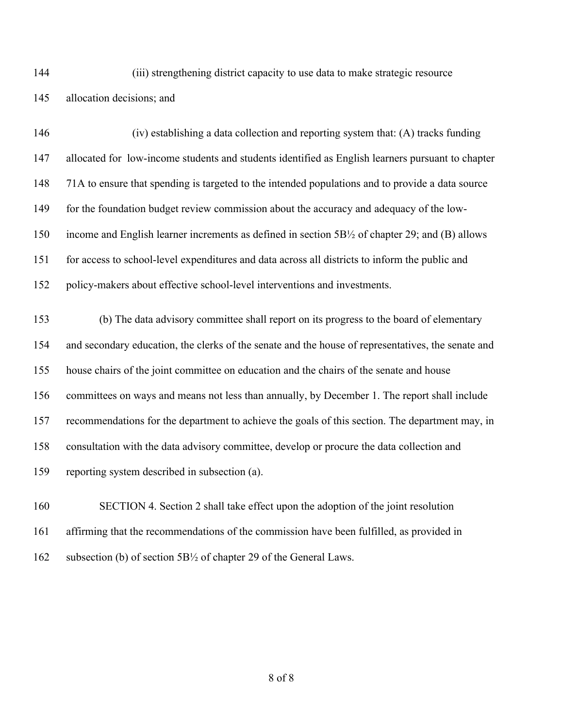(iii) strengthening district capacity to use data to make strategic resource allocation decisions; and

(iv) establishing a data collection and reporting system that: (A) tracks funding allocated for low-income students and students identified as English learners pursuant to chapter 71A to ensure that spending is targeted to the intended populations and to provide a data source for the foundation budget review commission about the accuracy and adequacy of the low-income and English learner increments as defined in section 5B½ of chapter 29; and (B) allows for access to school-level expenditures and data across all districts to inform the public and policy-makers about effective school-level interventions and investments.

(b) The data advisory committee shall report on its progress to the board of elementary and secondary education, the clerks of the senate and the house of representatives, the senate and house chairs of the joint committee on education and the chairs of the senate and house committees on ways and means not less than annually, by December 1. The report shall include recommendations for the department to achieve the goals of this section. The department may, in consultation with the data advisory committee, develop or procure the data collection and reporting system described in subsection (a).

SECTION 4. Section 2 shall take effect upon the adoption of the joint resolution affirming that the recommendations of the commission have been fulfilled, as provided in subsection (b) of section 5B½ of chapter 29 of the General Laws.